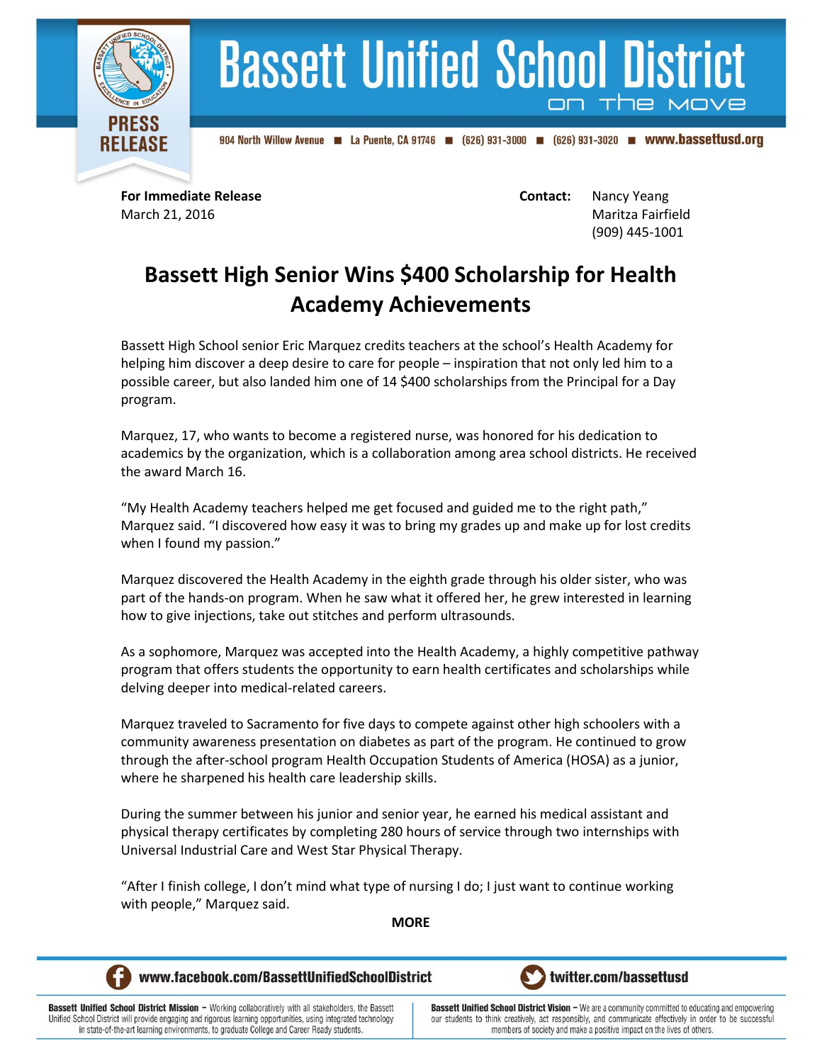**Bassett Unified School District** *on the move*

904 North Willow Avenue ■ La Puente, CA 91746 ■ (626) 931-3000 ■ (626) 931-3020 ■ www.bassettusd.org

PRESS RELEASE

**For Immediate Release**
March 21, 2016

**Contact:** Nancy Yeang
Maritza Fairfield
(909) 445-1001

# Bassett High Senior Wins $400 Scholarship for Health Academy Achievements

Bassett High School senior Eric Marquez credits teachers at the school's Health Academy for helping him discover a deep desire to care for people – inspiration that not only led him to a possible career, but also landed him one of 14 $400 scholarships from the Principal for a Day program.

Marquez, 17, who wants to become a registered nurse, was honored for his dedication to academics by the organization, which is a collaboration among area school districts. He received the award March 16.

"My Health Academy teachers helped me get focused and guided me to the right path," Marquez said. "I discovered how easy it was to bring my grades up and make up for lost credits when I found my passion."

Marquez discovered the Health Academy in the eighth grade through his older sister, who was part of the hands-on program. When he saw what it offered her, he grew interested in learning how to give injections, take out stitches and perform ultrasounds.

As a sophomore, Marquez was accepted into the Health Academy, a highly competitive pathway program that offers students the opportunity to earn health certificates and scholarships while delving deeper into medical-related careers.

Marquez traveled to Sacramento for five days to compete against other high schoolers with a community awareness presentation on diabetes as part of the program. He continued to grow through the after-school program Health Occupation Students of America (HOSA) as a junior, where he sharpened his health care leadership skills.

During the summer between his junior and senior year, he earned his medical assistant and physical therapy certificates by completing 280 hours of service through two internships with Universal Industrial Care and West Star Physical Therapy.

"After I finish college, I don't mind what type of nursing I do; I just want to continue working with people," Marquez said.

**MORE**

www.facebook.com/BassettUnifiedSchoolDistrict twitter.com/bassettusd

**Bassett Unified School District Mission –** Working collaboratively with all stakeholders, the Bassett Unified School District will provide engaging and rigorous learning opportunities, using integrated technology in state-of-the-art learning environments, to graduate College and Career Ready students.

**Bassett Unified School District Vision –** We are a community committed to educating and empowering our students to think creatively, act responsibly, and communicate effectively in order to be successful members of society and make a positive impact on the lives of others.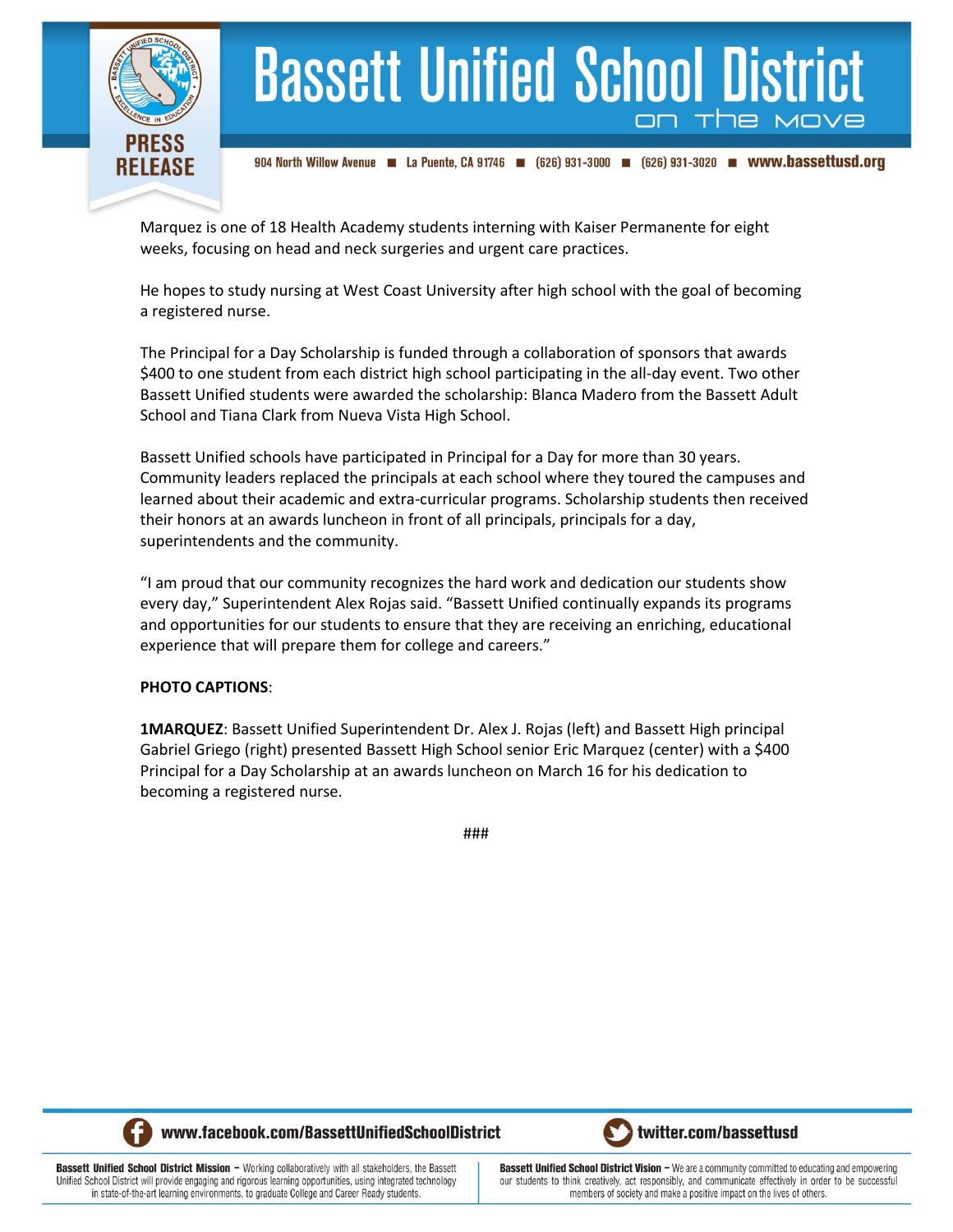Marquez is one of 18 Health Academy students interning with Kaiser Permanente for eight weeks, focusing on head and neck surgeries and urgent care practices.

He hopes to study nursing at West Coast University after high school with the goal of becoming a registered nurse.

The Principal for a Day Scholarship is funded through a collaboration of sponsors that awards $400 to one student from each district high school participating in the all-day event. Two other Bassett Unified students were awarded the scholarship: Blanca Madero from the Bassett Adult School and Tiana Clark from Nueva Vista High School.

Bassett Unified schools have participated in Principal for a Day for more than 30 years. Community leaders replaced the principals at each school where they toured the campuses and learned about their academic and extra-curricular programs. Scholarship students then received their honors at an awards luncheon in front of all principals, principals for a day, superintendents and the community.

"I am proud that our community recognizes the hard work and dedication our students show every day," Superintendent Alex Rojas said. "Bassett Unified continually expands its programs and opportunities for our students to ensure that they are receiving an enriching, educational experience that will prepare them for college and careers."

**PHOTO CAPTIONS**:

**1MARQUEZ**: Bassett Unified Superintendent Dr. Alex J. Rojas (left) and Bassett High principal Gabriel Griego (right) presented Bassett High School senior Eric Marquez (center) with a $400 Principal for a Day Scholarship at an awards luncheon on March 16 for his dedication to becoming a registered nurse.

###